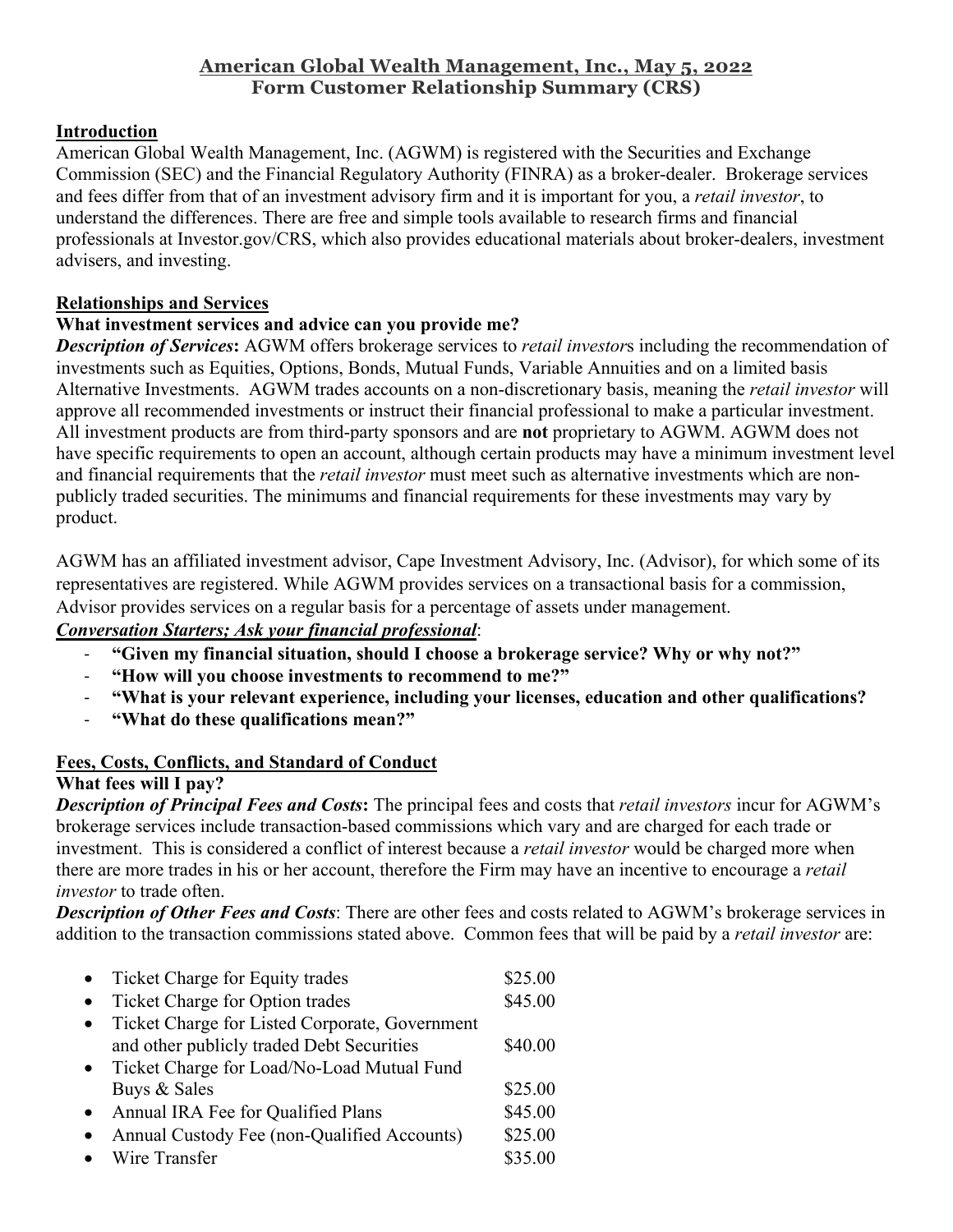# American Global Wealth Management, Inc., May 5, 2022
## Form Customer Relationship Summary (CRS)

### Introduction

American Global Wealth Management, Inc. (AGWM) is registered with the Securities and Exchange Commission (SEC) and the Financial Regulatory Authority (FINRA) as a broker-dealer. Brokerage services and fees differ from that of an investment advisory firm and it is important for you, a *retail investor*, to understand the differences. There are free and simple tools available to research firms and financial professionals at Investor.gov/CRS, which also provides educational materials about broker-dealers, investment advisers, and investing.

### Relationships and Services

**What investment services and advice can you provide me?**

***Description of Services*:** AGWM offers brokerage services to *retail investor*s including the recommendation of investments such as Equities, Options, Bonds, Mutual Funds, Variable Annuities and on a limited basis Alternative Investments. AGWM trades accounts on a non-discretionary basis, meaning the *retail investor* will approve all recommended investments or instruct their financial professional to make a particular investment. All investment products are from third-party sponsors and are **not** proprietary to AGWM. AGWM does not have specific requirements to open an account, although certain products may have a minimum investment level and financial requirements that the *retail investor* must meet such as alternative investments which are non-publicly traded securities. The minimums and financial requirements for these investments may vary by product.

AGWM has an affiliated investment advisor, Cape Investment Advisory, Inc. (Advisor), for which some of its representatives are registered. While AGWM provides services on a transactional basis for a commission, Advisor provides services on a regular basis for a percentage of assets under management.

***Conversation Starters; Ask your financial professional***:

- **"Given my financial situation, should I choose a brokerage service? Why or why not?"**
- **"How will you choose investments to recommend to me?"**
- **"What is your relevant experience, including your licenses, education and other qualifications?**
- **"What do these qualifications mean?"**

### Fees, Costs, Conflicts, and Standard of Conduct

**What fees will I pay?**

***Description of Principal Fees and Costs*:** The principal fees and costs that *retail investors* incur for AGWM's brokerage services include transaction-based commissions which vary and are charged for each trade or investment. This is considered a conflict of interest because a *retail investor* would be charged more when there are more trades in his or her account, therefore the Firm may have an incentive to encourage a *retail investor* to trade often.

***Description of Other Fees and Costs***: There are other fees and costs related to AGWM's brokerage services in addition to the transaction commissions stated above. Common fees that will be paid by a *retail investor* are:

- Ticket Charge for Equity trades $25.00
- Ticket Charge for Option trades $45.00
- Ticket Charge for Listed Corporate, Government and other publicly traded Debt Securities $40.00
- Ticket Charge for Load/No-Load Mutual Fund Buys & Sales $25.00
- Annual IRA Fee for Qualified Plans $45.00
- Annual Custody Fee (non-Qualified Accounts) $25.00
- Wire Transfer $35.00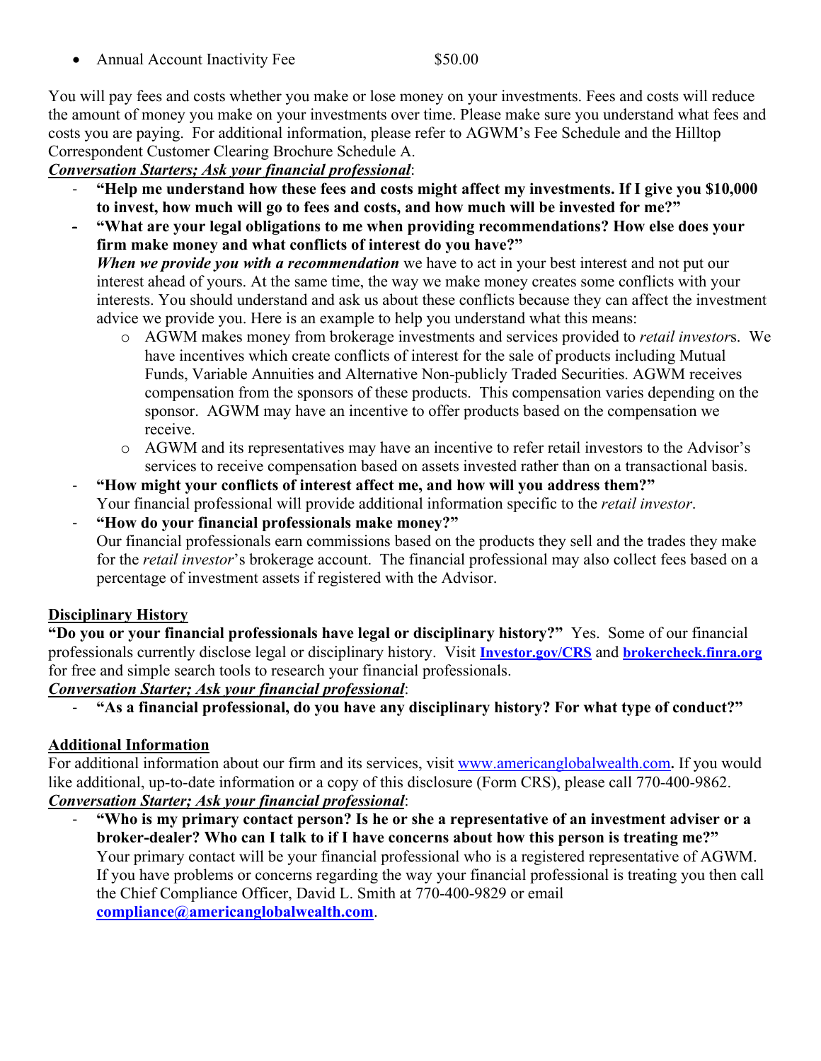- Annual Account Inactivity Fee $50.00

You will pay fees and costs whether you make or lose money on your investments. Fees and costs will reduce the amount of money you make on your investments over time. Please make sure you understand what fees and costs you are paying. For additional information, please refer to AGWM's Fee Schedule and the Hilltop Correspondent Customer Clearing Brochure Schedule A.

***Conversation Starters; Ask your financial professional***:

- **"Help me understand how these fees and costs might affect my investments. If I give you $10,000 to invest, how much will go to fees and costs, and how much will be invested for me?"**
- **"What are your legal obligations to me when providing recommendations? How else does your firm make money and what conflicts of interest do you have?"**
  ***When we provide you with a recommendation*** we have to act in your best interest and not put our interest ahead of yours. At the same time, the way we make money creates some conflicts with your interests. You should understand and ask us about these conflicts because they can affect the investment advice we provide you. Here is an example to help you understand what this means:
  - AGWM makes money from brokerage investments and services provided to *retail investor*s. We have incentives which create conflicts of interest for the sale of products including Mutual Funds, Variable Annuities and Alternative Non-publicly Traded Securities. AGWM receives compensation from the sponsors of these products. This compensation varies depending on the sponsor. AGWM may have an incentive to offer products based on the compensation we receive.
  - AGWM and its representatives may have an incentive to refer retail investors to the Advisor's services to receive compensation based on assets invested rather than on a transactional basis.
- **"How might your conflicts of interest affect me, and how will you address them?"**
  Your financial professional will provide additional information specific to the *retail investor*.
- **"How do your financial professionals make money?"**
  Our financial professionals earn commissions based on the products they sell and the trades they make for the *retail investor*'s brokerage account. The financial professional may also collect fees based on a percentage of investment assets if registered with the Advisor.

## Disciplinary History

**"Do you or your financial professionals have legal or disciplinary history?"** Yes. Some of our financial professionals currently disclose legal or disciplinary history. Visit **Investor.gov/CRS** and **brokercheck.finra.org** for free and simple search tools to research your financial professionals.

***Conversation Starter; Ask your financial professional***:

- **"As a financial professional, do you have any disciplinary history? For what type of conduct?"**

## Additional Information

For additional information about our firm and its services, visit www.americanglobalwealth.com**.** If you would like additional, up-to-date information or a copy of this disclosure (Form CRS), please call 770-400-9862.

***Conversation Starter; Ask your financial professional***:

- **"Who is my primary contact person? Is he or she a representative of an investment adviser or a broker-dealer? Who can I talk to if I have concerns about how this person is treating me?"**
  Your primary contact will be your financial professional who is a registered representative of AGWM. If you have problems or concerns regarding the way your financial professional is treating you then call the Chief Compliance Officer, David L. Smith at 770-400-9829 or email **compliance@americanglobalwealth.com**.